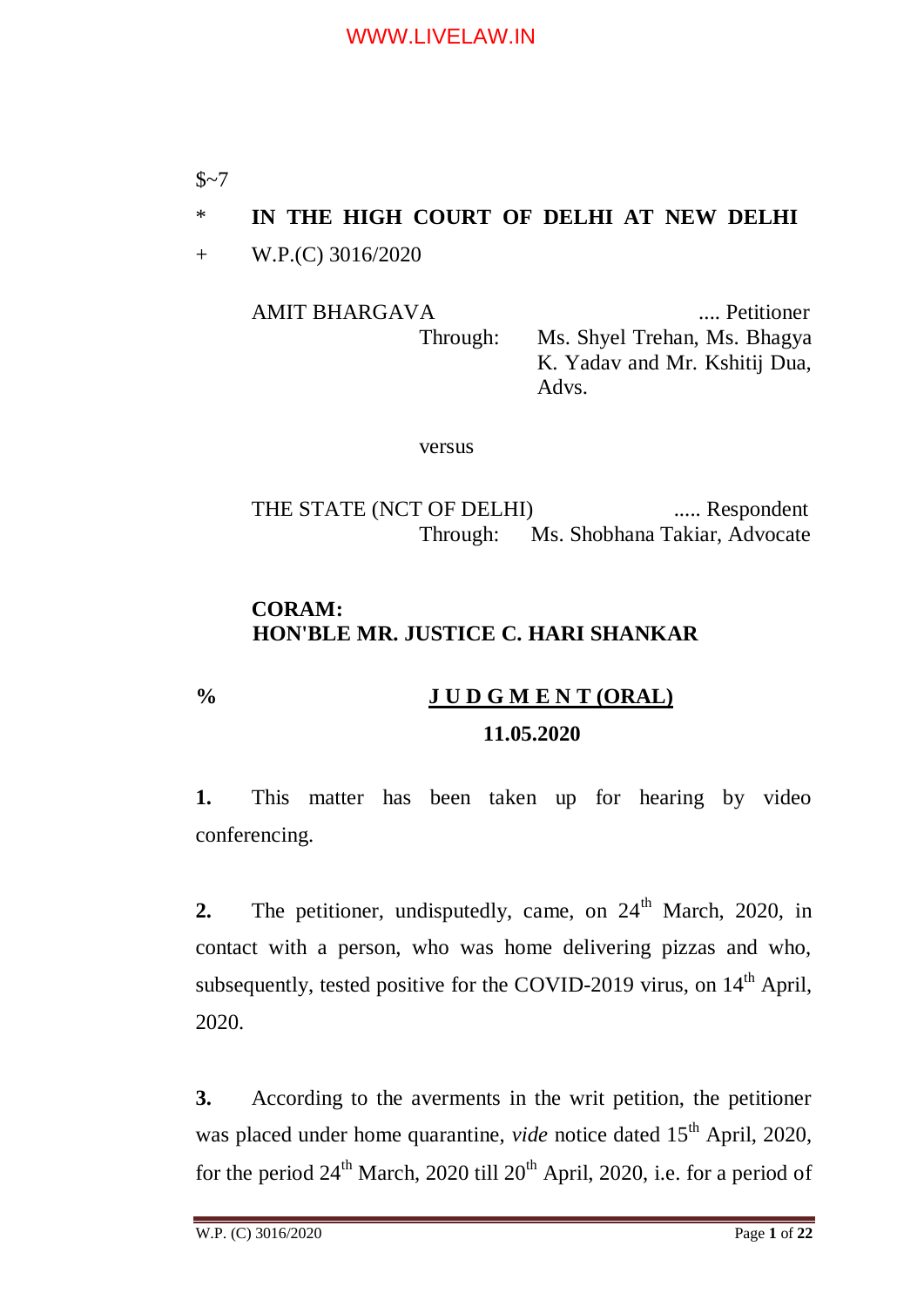$~7

\* **IN THE HIGH COURT OF DELHI AT NEW DELHI**

\+ W.P.(C) 3016/2020

AMIT BHARGAVA .... Petitioner
Through: Ms. Shyel Trehan, Ms. Bhagya K. Yadav and Mr. Kshitij Dua, Advs.

versus

THE STATE (NCT OF DELHI) ..... Respondent
Through: Ms. Shobhana Takiar, Advocate

**CORAM:**
**HON'BLE MR. JUSTICE C. HARI SHANKAR**

% **J U D G M E N T (ORAL)**

**11.05.2020**

**1.** This matter has been taken up for hearing by video conferencing.

**2.** The petitioner, undisputedly, came, on 24th March, 2020, in contact with a person, who was home delivering pizzas and who, subsequently, tested positive for the COVID-2019 virus, on 14th April, 2020.

**3.** According to the averments in the writ petition, the petitioner was placed under home quarantine, *vide* notice dated 15th April, 2020, for the period 24th March, 2020 till 20th April, 2020, i.e. for a period of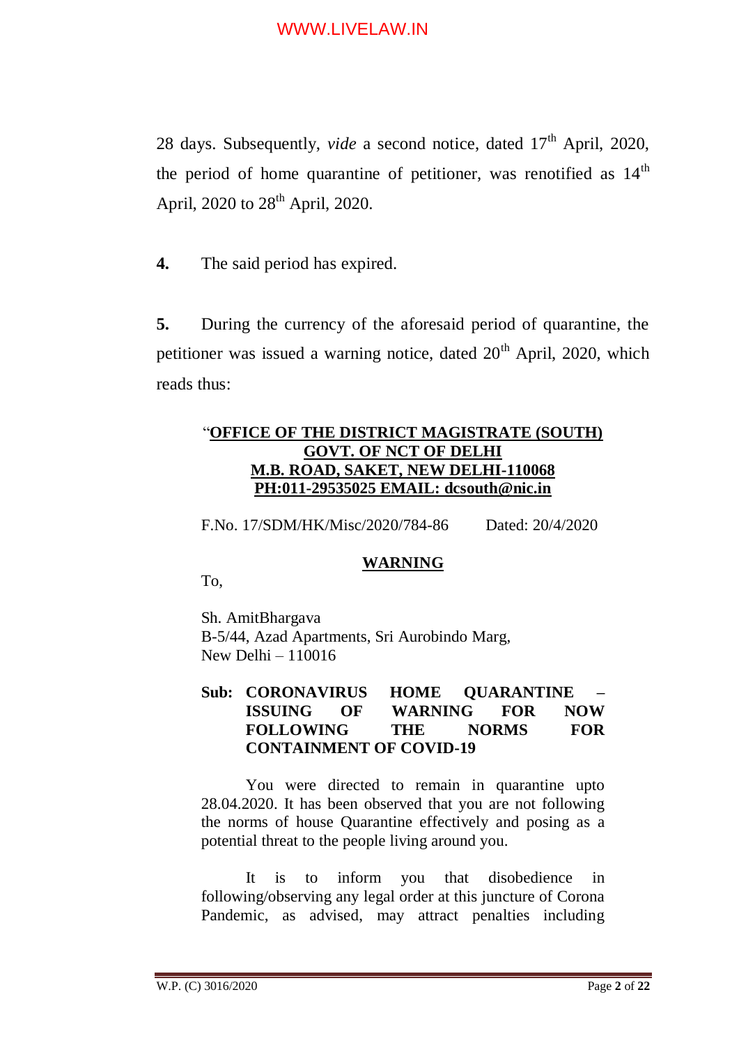28 days. Subsequently, *vide* a second notice, dated 17th April, 2020, the period of home quarantine of petitioner, was renotified as 14th April, 2020 to 28th April, 2020.

**4.** The said period has expired.

**5.** During the currency of the aforesaid period of quarantine, the petitioner was issued a warning notice, dated 20th April, 2020, which reads thus:

> "**OFFICE OF THE DISTRICT MAGISTRATE (SOUTH)**
> **GOVT. OF NCT OF DELHI**
> **M.B. ROAD, SAKET, NEW DELHI-110068**
> **PH:011-29535025 EMAIL: dcsouth@nic.in**
>
> F.No. 17/SDM/HK/Misc/2020/784-86 Dated: 20/4/2020
>
> **WARNING**
>
> To,
>
> Sh. AmitBhargava
> B-5/44, Azad Apartments, Sri Aurobindo Marg,
> New Delhi – 110016
>
> **Sub: CORONAVIRUS HOME QUARANTINE – ISSUING OF WARNING FOR NOW FOLLOWING THE NORMS FOR CONTAINMENT OF COVID-19**
>
> You were directed to remain in quarantine upto 28.04.2020. It has been observed that you are not following the norms of house Quarantine effectively and posing as a potential threat to the people living around you.
>
> It is to inform you that disobedience in following/observing any legal order at this juncture of Corona Pandemic, as advised, may attract penalties including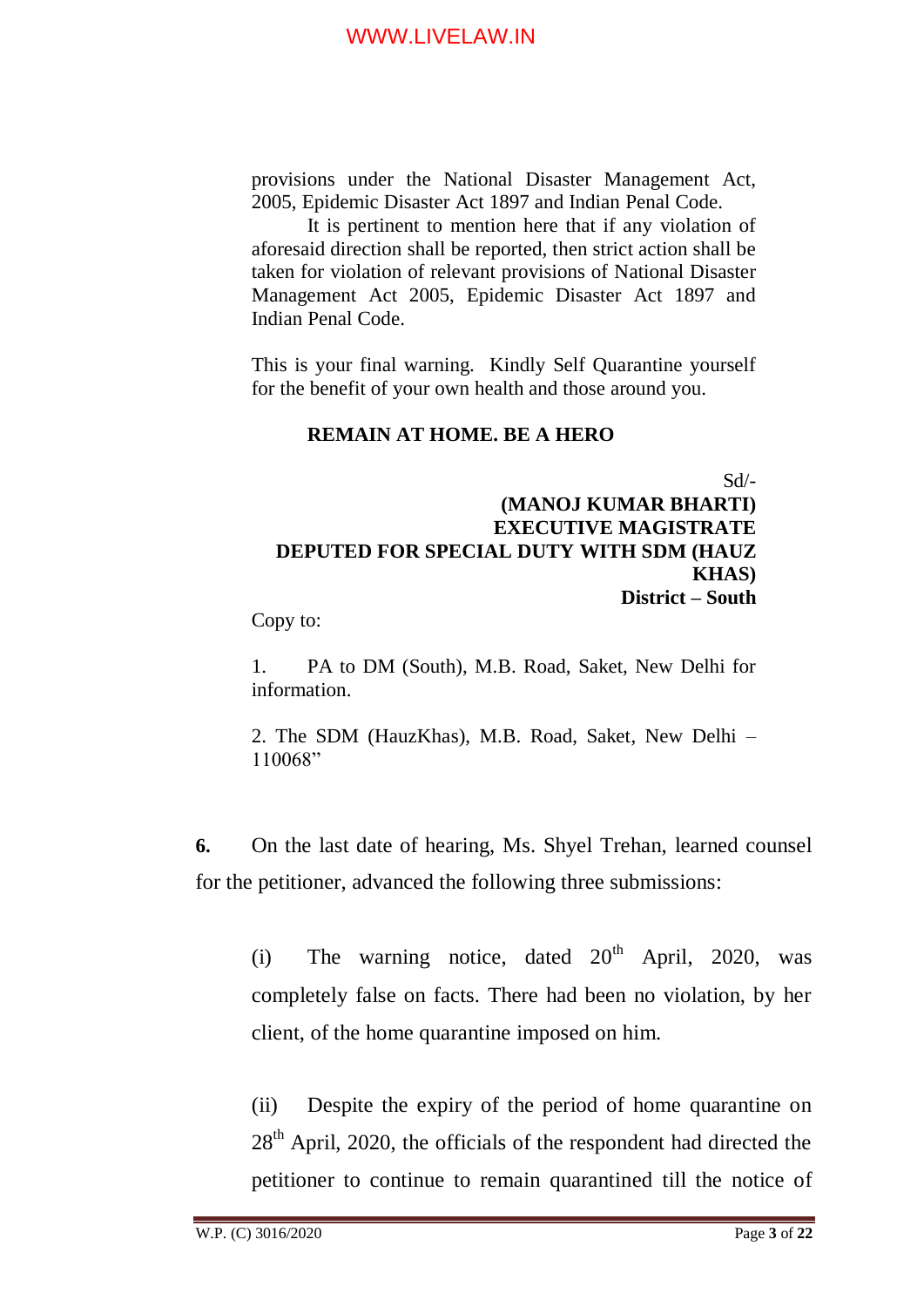provisions under the National Disaster Management Act, 2005, Epidemic Disaster Act 1897 and Indian Penal Code.

It is pertinent to mention here that if any violation of aforesaid direction shall be reported, then strict action shall be taken for violation of relevant provisions of National Disaster Management Act 2005, Epidemic Disaster Act 1897 and Indian Penal Code.

This is your final warning. Kindly Self Quarantine yourself for the benefit of your own health and those around you.

**REMAIN AT HOME. BE A HERO**

Sd/-
**(MANOJ KUMAR BHARTI)**
**EXECUTIVE MAGISTRATE**
**DEPUTED FOR SPECIAL DUTY WITH SDM (HAUZ KHAS)**
**District – South**

Copy to:

1. PA to DM (South), M.B. Road, Saket, New Delhi for information.

2. The SDM (HauzKhas), M.B. Road, Saket, New Delhi – 110068"

**6.** On the last date of hearing, Ms. Shyel Trehan, learned counsel for the petitioner, advanced the following three submissions:

(i) The warning notice, dated 20th April, 2020, was completely false on facts. There had been no violation, by her client, of the home quarantine imposed on him.

(ii) Despite the expiry of the period of home quarantine on 28th April, 2020, the officials of the respondent had directed the petitioner to continue to remain quarantined till the notice of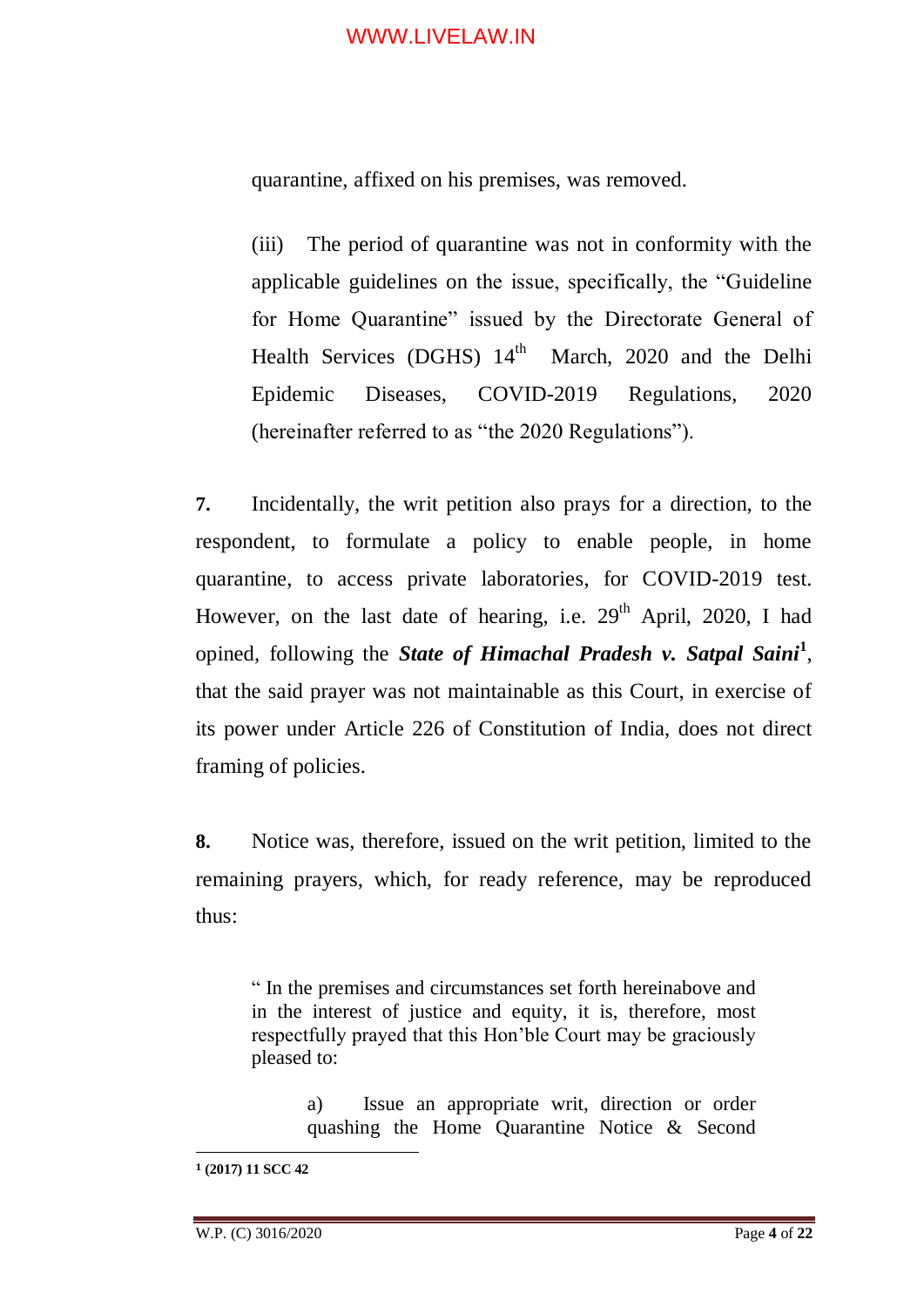quarantine, affixed on his premises, was removed.

(iii) The period of quarantine was not in conformity with the applicable guidelines on the issue, specifically, the "Guideline for Home Quarantine" issued by the Directorate General of Health Services (DGHS) 14th March, 2020 and the Delhi Epidemic Diseases, COVID-2019 Regulations, 2020 (hereinafter referred to as "the 2020 Regulations").

**7.** Incidentally, the writ petition also prays for a direction, to the respondent, to formulate a policy to enable people, in home quarantine, to access private laboratories, for COVID-2019 test. However, on the last date of hearing, i.e. 29th April, 2020, I had opined, following the ***State of Himachal Pradesh v. Satpal Saini***[1], that the said prayer was not maintainable as this Court, in exercise of its power under Article 226 of Constitution of India, does not direct framing of policies.

**8.** Notice was, therefore, issued on the writ petition, limited to the remaining prayers, which, for ready reference, may be reproduced thus:

> " In the premises and circumstances set forth hereinabove and in the interest of justice and equity, it is, therefore, most respectfully prayed that this Hon'ble Court may be graciously pleased to:
>
> > a) Issue an appropriate writ, direction or order quashing the Home Quarantine Notice & Second

---

[1] **(2017) 11 SCC 42**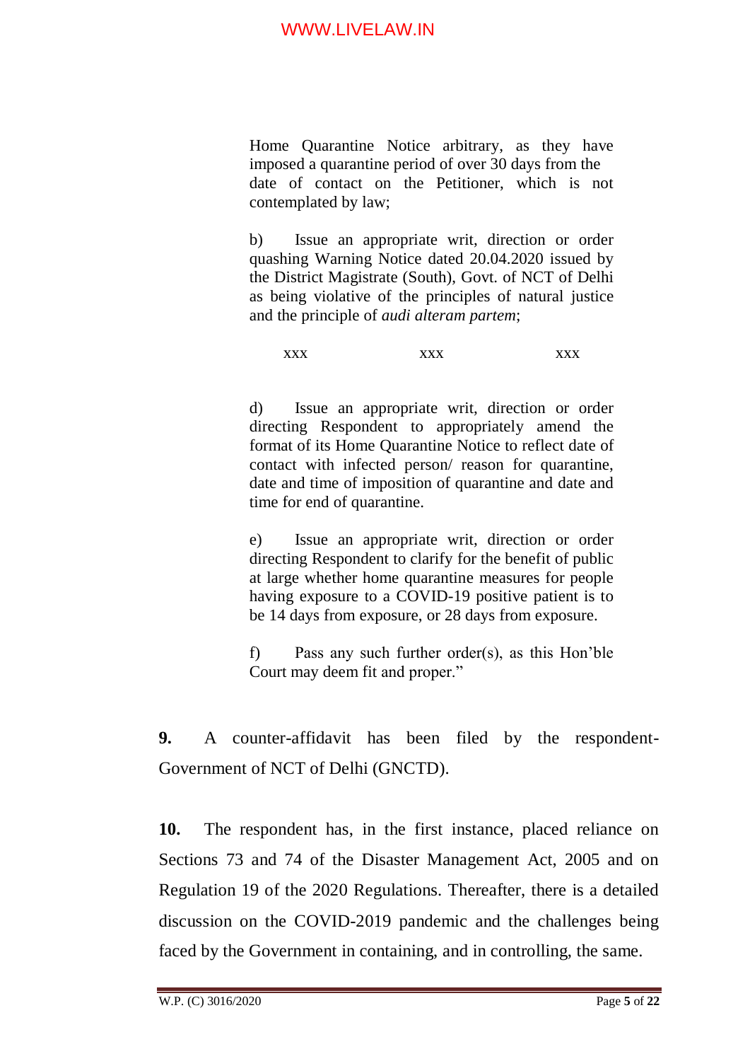Home Quarantine Notice arbitrary, as they have imposed a quarantine period of over 30 days from the date of contact on the Petitioner, which is not contemplated by law;

b) Issue an appropriate writ, direction or order quashing Warning Notice dated 20.04.2020 issued by the District Magistrate (South), Govt. of NCT of Delhi as being violative of the principles of natural justice and the principle of *audi alteram partem*;

xxx xxx xxx

d) Issue an appropriate writ, direction or order directing Respondent to appropriately amend the format of its Home Quarantine Notice to reflect date of contact with infected person/ reason for quarantine, date and time of imposition of quarantine and date and time for end of quarantine.

e) Issue an appropriate writ, direction or order directing Respondent to clarify for the benefit of public at large whether home quarantine measures for people having exposure to a COVID-19 positive patient is to be 14 days from exposure, or 28 days from exposure.

f) Pass any such further order(s), as this Hon'ble Court may deem fit and proper."

**9.** A counter-affidavit has been filed by the respondent-Government of NCT of Delhi (GNCTD).

**10.** The respondent has, in the first instance, placed reliance on Sections 73 and 74 of the Disaster Management Act, 2005 and on Regulation 19 of the 2020 Regulations. Thereafter, there is a detailed discussion on the COVID-2019 pandemic and the challenges being faced by the Government in containing, and in controlling, the same.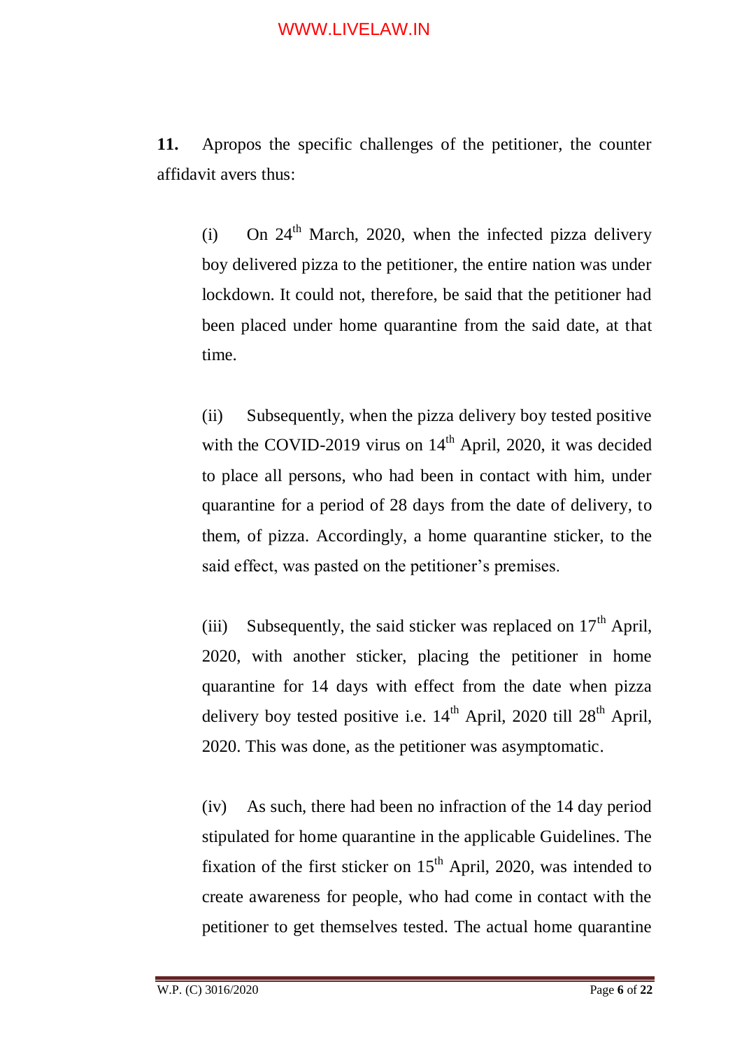**11.** Apropos the specific challenges of the petitioner, the counter affidavit avers thus:

(i) On 24th March, 2020, when the infected pizza delivery boy delivered pizza to the petitioner, the entire nation was under lockdown. It could not, therefore, be said that the petitioner had been placed under home quarantine from the said date, at that time.

(ii) Subsequently, when the pizza delivery boy tested positive with the COVID-2019 virus on 14th April, 2020, it was decided to place all persons, who had been in contact with him, under quarantine for a period of 28 days from the date of delivery, to them, of pizza. Accordingly, a home quarantine sticker, to the said effect, was pasted on the petitioner's premises.

(iii) Subsequently, the said sticker was replaced on 17th April, 2020, with another sticker, placing the petitioner in home quarantine for 14 days with effect from the date when pizza delivery boy tested positive i.e. 14th April, 2020 till 28th April, 2020. This was done, as the petitioner was asymptomatic.

(iv) As such, there had been no infraction of the 14 day period stipulated for home quarantine in the applicable Guidelines. The fixation of the first sticker on 15th April, 2020, was intended to create awareness for people, who had come in contact with the petitioner to get themselves tested. The actual home quarantine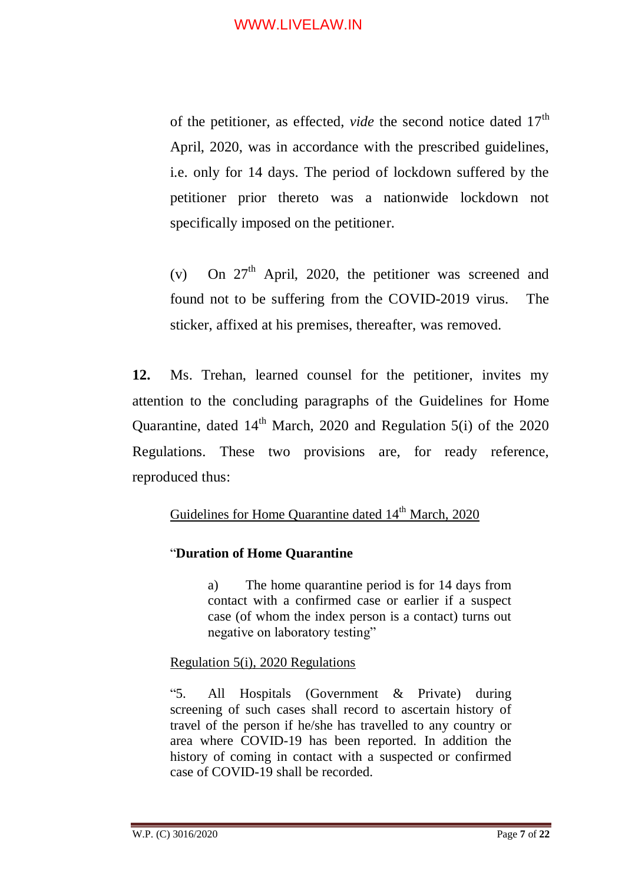of the petitioner, as effected, *vide* the second notice dated 17th April, 2020, was in accordance with the prescribed guidelines, i.e. only for 14 days. The period of lockdown suffered by the petitioner prior thereto was a nationwide lockdown not specifically imposed on the petitioner.

(v) On 27th April, 2020, the petitioner was screened and found not to be suffering from the COVID-2019 virus. The sticker, affixed at his premises, thereafter, was removed.

**12.** Ms. Trehan, learned counsel for the petitioner, invites my attention to the concluding paragraphs of the Guidelines for Home Quarantine, dated 14th March, 2020 and Regulation 5(i) of the 2020 Regulations. These two provisions are, for ready reference, reproduced thus:

<u>Guidelines for Home Quarantine dated 14th March, 2020</u>

"**Duration of Home Quarantine**

> a) The home quarantine period is for 14 days from contact with a confirmed case or earlier if a suspect case (of whom the index person is a contact) turns out negative on laboratory testing"

<u>Regulation 5(i), 2020 Regulations</u>

"5. All Hospitals (Government & Private) during screening of such cases shall record to ascertain history of travel of the person if he/she has travelled to any country or area where COVID-19 has been reported. In addition the history of coming in contact with a suspected or confirmed case of COVID-19 shall be recorded.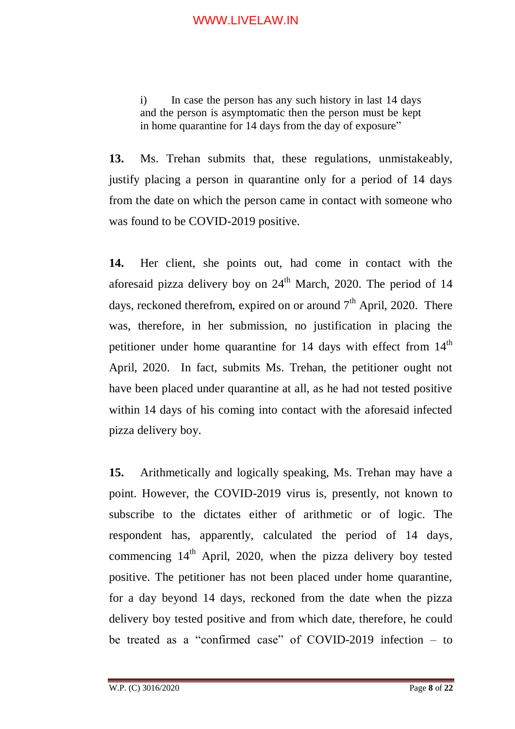> i) In case the person has any such history in last 14 days and the person is asymptomatic then the person must be kept in home quarantine for 14 days from the day of exposure"

**13.** Ms. Trehan submits that, these regulations, unmistakeably, justify placing a person in quarantine only for a period of 14 days from the date on which the person came in contact with someone who was found to be COVID-2019 positive.

**14.** Her client, she points out, had come in contact with the aforesaid pizza delivery boy on 24th March, 2020. The period of 14 days, reckoned therefrom, expired on or around 7th April, 2020. There was, therefore, in her submission, no justification in placing the petitioner under home quarantine for 14 days with effect from 14th April, 2020. In fact, submits Ms. Trehan, the petitioner ought not have been placed under quarantine at all, as he had not tested positive within 14 days of his coming into contact with the aforesaid infected pizza delivery boy.

**15.** Arithmetically and logically speaking, Ms. Trehan may have a point. However, the COVID-2019 virus is, presently, not known to subscribe to the dictates either of arithmetic or of logic. The respondent has, apparently, calculated the period of 14 days, commencing 14th April, 2020, when the pizza delivery boy tested positive. The petitioner has not been placed under home quarantine, for a day beyond 14 days, reckoned from the date when the pizza delivery boy tested positive and from which date, therefore, he could be treated as a "confirmed case" of COVID-2019 infection – to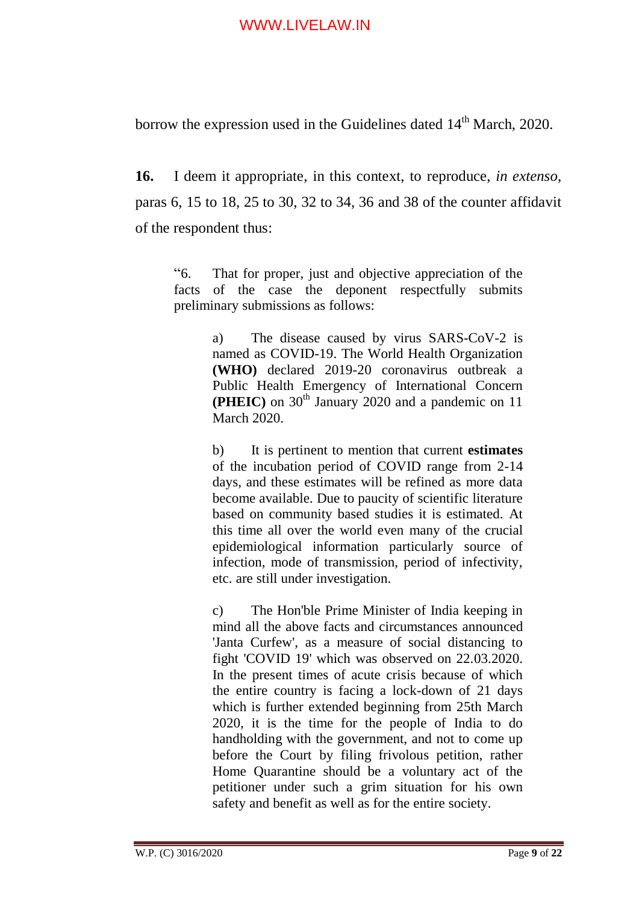borrow the expression used in the Guidelines dated 14th March, 2020.

**16.** I deem it appropriate, in this context, to reproduce, *in extenso*, paras 6, 15 to 18, 25 to 30, 32 to 34, 36 and 38 of the counter affidavit of the respondent thus:

> "6. That for proper, just and objective appreciation of the facts of the case the deponent respectfully submits preliminary submissions as follows:
>
> > a) The disease caused by virus SARS-CoV-2 is named as COVID-19. The World Health Organization **(WHO)** declared 2019-20 coronavirus outbreak a Public Health Emergency of International Concern **(PHEIC)** on 30th January 2020 and a pandemic on 11 March 2020.
> >
> > b) It is pertinent to mention that current **estimates** of the incubation period of COVID range from 2-14 days, and these estimates will be refined as more data become available. Due to paucity of scientific literature based on community based studies it is estimated. At this time all over the world even many of the crucial epidemiological information particularly source of infection, mode of transmission, period of infectivity, etc. are still under investigation.
> >
> > c) The Hon'ble Prime Minister of India keeping in mind all the above facts and circumstances announced 'Janta Curfew', as a measure of social distancing to fight 'COVID 19' which was observed on 22.03.2020. In the present times of acute crisis because of which the entire country is facing a lock-down of 21 days which is further extended beginning from 25th March 2020, it is the time for the people of India to do handholding with the government, and not to come up before the Court by filing frivolous petition, rather Home Quarantine should be a voluntary act of the petitioner under such a grim situation for his own safety and benefit as well as for the entire society.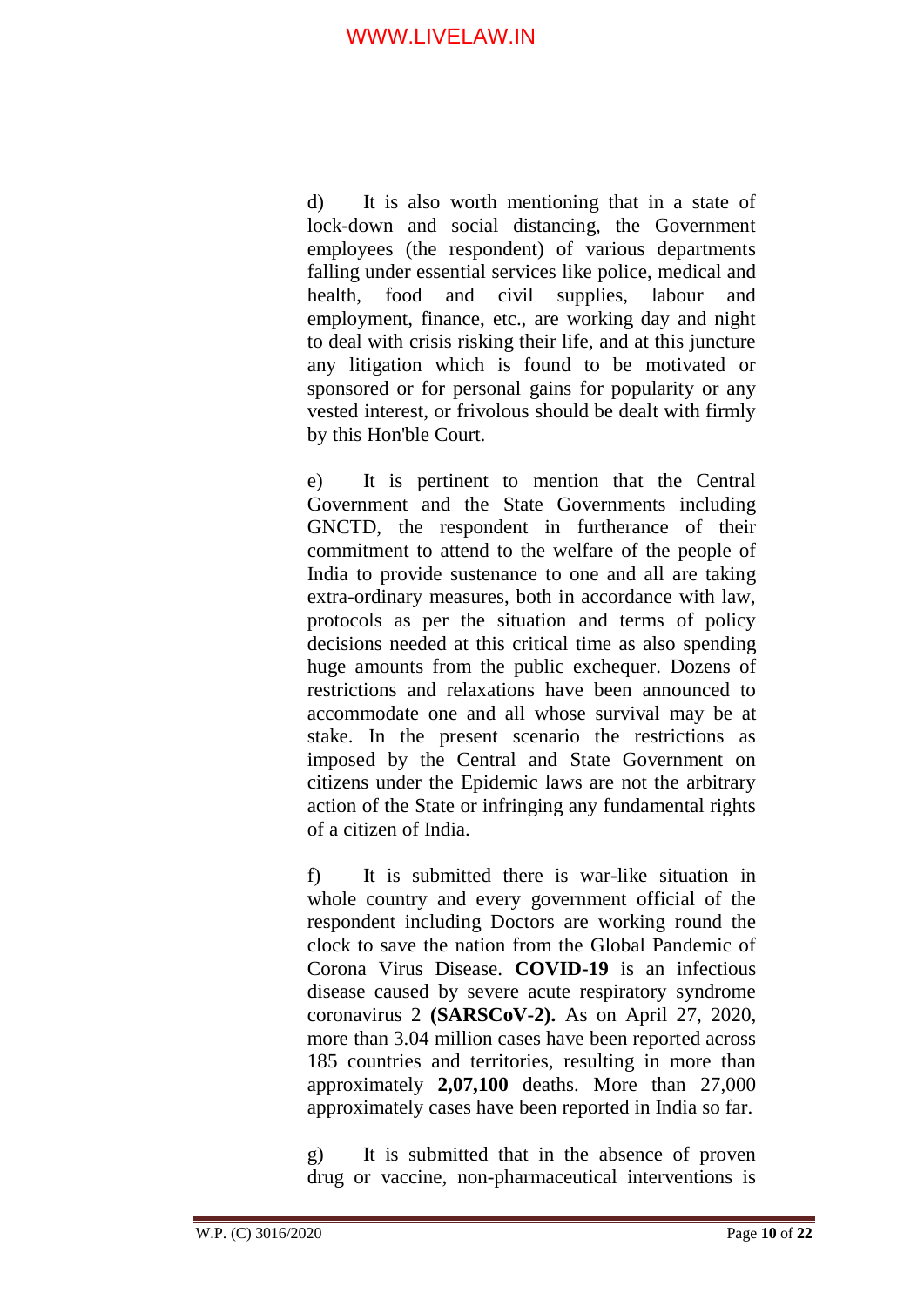d) It is also worth mentioning that in a state of lock-down and social distancing, the Government employees (the respondent) of various departments falling under essential services like police, medical and health, food and civil supplies, labour and employment, finance, etc., are working day and night to deal with crisis risking their life, and at this juncture any litigation which is found to be motivated or sponsored or for personal gains for popularity or any vested interest, or frivolous should be dealt with firmly by this Hon'ble Court.

e) It is pertinent to mention that the Central Government and the State Governments including GNCTD, the respondent in furtherance of their commitment to attend to the welfare of the people of India to provide sustenance to one and all are taking extra-ordinary measures, both in accordance with law, protocols as per the situation and terms of policy decisions needed at this critical time as also spending huge amounts from the public exchequer. Dozens of restrictions and relaxations have been announced to accommodate one and all whose survival may be at stake. In the present scenario the restrictions as imposed by the Central and State Government on citizens under the Epidemic laws are not the arbitrary action of the State or infringing any fundamental rights of a citizen of India.

f) It is submitted there is war-like situation in whole country and every government official of the respondent including Doctors are working round the clock to save the nation from the Global Pandemic of Corona Virus Disease. **COVID-19** is an infectious disease caused by severe acute respiratory syndrome coronavirus 2 **(SARSCoV-2).** As on April 27, 2020, more than 3.04 million cases have been reported across 185 countries and territories, resulting in more than approximately **2,07,100** deaths. More than 27,000 approximately cases have been reported in India so far.

g) It is submitted that in the absence of proven drug or vaccine, non-pharmaceutical interventions is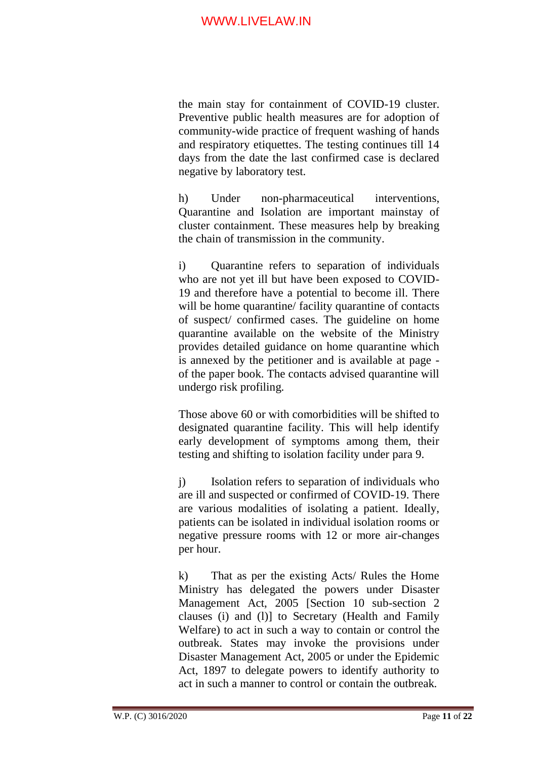the main stay for containment of COVID-19 cluster. Preventive public health measures are for adoption of community-wide practice of frequent washing of hands and respiratory etiquettes. The testing continues till 14 days from the date the last confirmed case is declared negative by laboratory test.

h) Under non-pharmaceutical interventions, Quarantine and Isolation are important mainstay of cluster containment. These measures help by breaking the chain of transmission in the community.

i) Quarantine refers to separation of individuals who are not yet ill but have been exposed to COVID-19 and therefore have a potential to become ill. There will be home quarantine/ facility quarantine of contacts of suspect/ confirmed cases. The guideline on home quarantine available on the website of the Ministry provides detailed guidance on home quarantine which is annexed by the petitioner and is available at page - of the paper book. The contacts advised quarantine will undergo risk profiling.

Those above 60 or with comorbidities will be shifted to designated quarantine facility. This will help identify early development of symptoms among them, their testing and shifting to isolation facility under para 9.

j) Isolation refers to separation of individuals who are ill and suspected or confirmed of COVID-19. There are various modalities of isolating a patient. Ideally, patients can be isolated in individual isolation rooms or negative pressure rooms with 12 or more air-changes per hour.

k) That as per the existing Acts/ Rules the Home Ministry has delegated the powers under Disaster Management Act, 2005 [Section 10 sub-section 2 clauses (i) and (l)] to Secretary (Health and Family Welfare) to act in such a way to contain or control the outbreak. States may invoke the provisions under Disaster Management Act, 2005 or under the Epidemic Act, 1897 to delegate powers to identify authority to act in such a manner to control or contain the outbreak.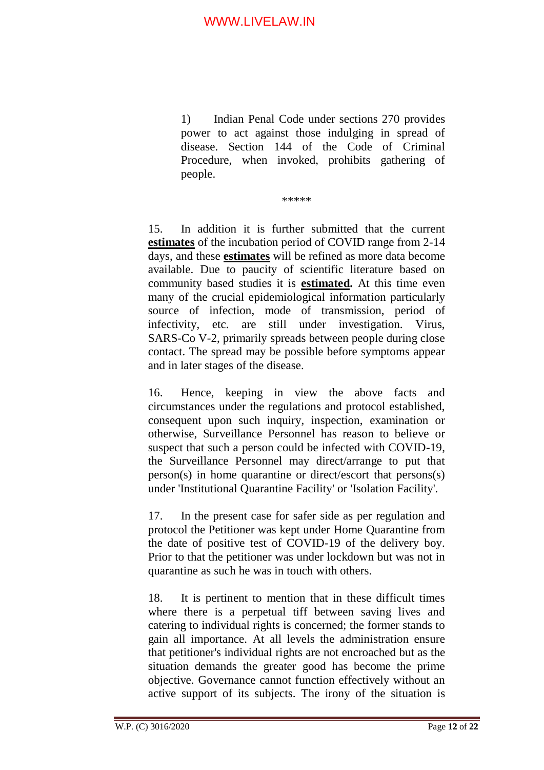> 1) Indian Penal Code under sections 270 provides power to act against those indulging in spread of disease. Section 144 of the Code of Criminal Procedure, when invoked, prohibits gathering of people.

*****

15. In addition it is further submitted that the current **estimates** of the incubation period of COVID range from 2-14 days, and these **estimates** will be refined as more data become available. Due to paucity of scientific literature based on community based studies it is **estimated.** At this time even many of the crucial epidemiological information particularly source of infection, mode of transmission, period of infectivity, etc. are still under investigation. Virus, SARS-Co V-2, primarily spreads between people during close contact. The spread may be possible before symptoms appear and in later stages of the disease.

16. Hence, keeping in view the above facts and circumstances under the regulations and protocol established, consequent upon such inquiry, inspection, examination or otherwise, Surveillance Personnel has reason to believe or suspect that such a person could be infected with COVID-19, the Surveillance Personnel may direct/arrange to put that person(s) in home quarantine or direct/escort that persons(s) under 'Institutional Quarantine Facility' or 'Isolation Facility'.

17. In the present case for safer side as per regulation and protocol the Petitioner was kept under Home Quarantine from the date of positive test of COVID-19 of the delivery boy. Prior to that the petitioner was under lockdown but was not in quarantine as such he was in touch with others.

18. It is pertinent to mention that in these difficult times where there is a perpetual tiff between saving lives and catering to individual rights is concerned; the former stands to gain all importance. At all levels the administration ensure that petitioner's individual rights are not encroached but as the situation demands the greater good has become the prime objective. Governance cannot function effectively without an active support of its subjects. The irony of the situation is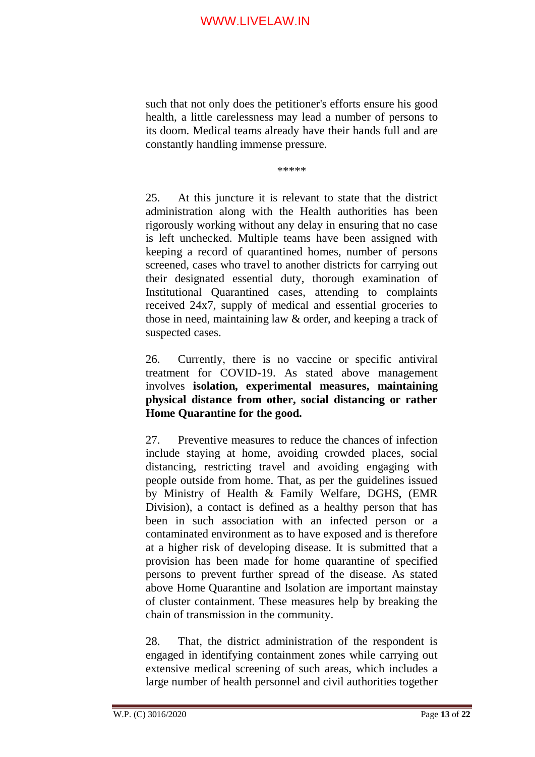such that not only does the petitioner's efforts ensure his good health, a little carelessness may lead a number of persons to its doom. Medical teams already have their hands full and are constantly handling immense pressure.

*****

25. At this juncture it is relevant to state that the district administration along with the Health authorities has been rigorously working without any delay in ensuring that no case is left unchecked. Multiple teams have been assigned with keeping a record of quarantined homes, number of persons screened, cases who travel to another districts for carrying out their designated essential duty, thorough examination of Institutional Quarantined cases, attending to complaints received 24x7, supply of medical and essential groceries to those in need, maintaining law & order, and keeping a track of suspected cases.

26. Currently, there is no vaccine or specific antiviral treatment for COVID-19. As stated above management involves **isolation, experimental measures, maintaining physical distance from other, social distancing or rather Home Quarantine for the good.**

27. Preventive measures to reduce the chances of infection include staying at home, avoiding crowded places, social distancing, restricting travel and avoiding engaging with people outside from home. That, as per the guidelines issued by Ministry of Health & Family Welfare, DGHS, (EMR Division), a contact is defined as a healthy person that has been in such association with an infected person or a contaminated environment as to have exposed and is therefore at a higher risk of developing disease. It is submitted that a provision has been made for home quarantine of specified persons to prevent further spread of the disease. As stated above Home Quarantine and Isolation are important mainstay of cluster containment. These measures help by breaking the chain of transmission in the community.

28. That, the district administration of the respondent is engaged in identifying containment zones while carrying out extensive medical screening of such areas, which includes a large number of health personnel and civil authorities together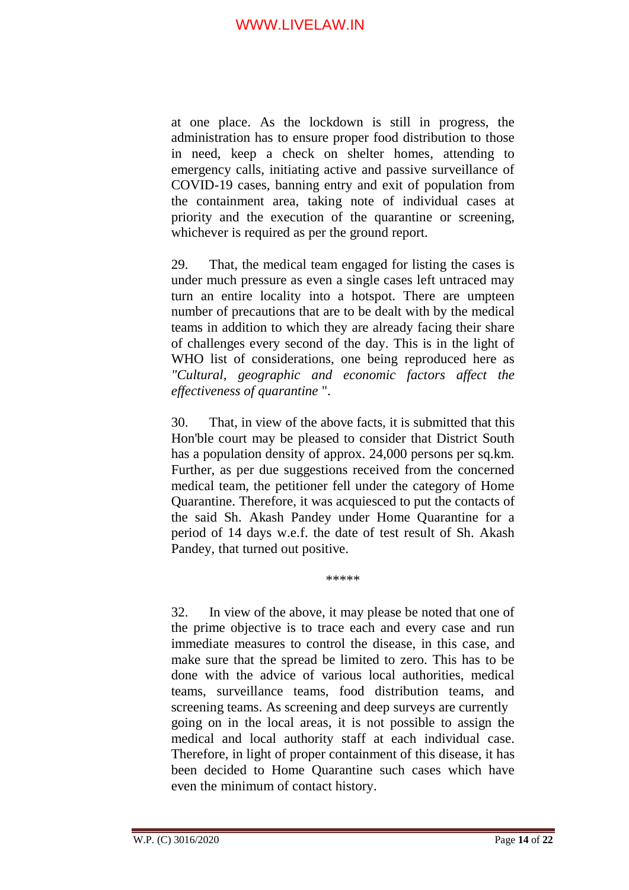at one place. As the lockdown is still in progress, the administration has to ensure proper food distribution to those in need, keep a check on shelter homes, attending to emergency calls, initiating active and passive surveillance of COVID-19 cases, banning entry and exit of population from the containment area, taking note of individual cases at priority and the execution of the quarantine or screening, whichever is required as per the ground report.

29. That, the medical team engaged for listing the cases is under much pressure as even a single cases left untraced may turn an entire locality into a hotspot. There are umpteen number of precautions that are to be dealt with by the medical teams in addition to which they are already facing their share of challenges every second of the day. This is in the light of WHO list of considerations, one being reproduced here as *"Cultural, geographic and economic factors affect the effectiveness of quarantine* ".

30. That, in view of the above facts, it is submitted that this Hon'ble court may be pleased to consider that District South has a population density of approx. 24,000 persons per sq.km. Further, as per due suggestions received from the concerned medical team, the petitioner fell under the category of Home Quarantine. Therefore, it was acquiesced to put the contacts of the said Sh. Akash Pandey under Home Quarantine for a period of 14 days w.e.f. the date of test result of Sh. Akash Pandey, that turned out positive.

*****

32. In view of the above, it may please be noted that one of the prime objective is to trace each and every case and run immediate measures to control the disease, in this case, and make sure that the spread be limited to zero. This has to be done with the advice of various local authorities, medical teams, surveillance teams, food distribution teams, and screening teams. As screening and deep surveys are currently going on in the local areas, it is not possible to assign the medical and local authority staff at each individual case. Therefore, in light of proper containment of this disease, it has been decided to Home Quarantine such cases which have even the minimum of contact history.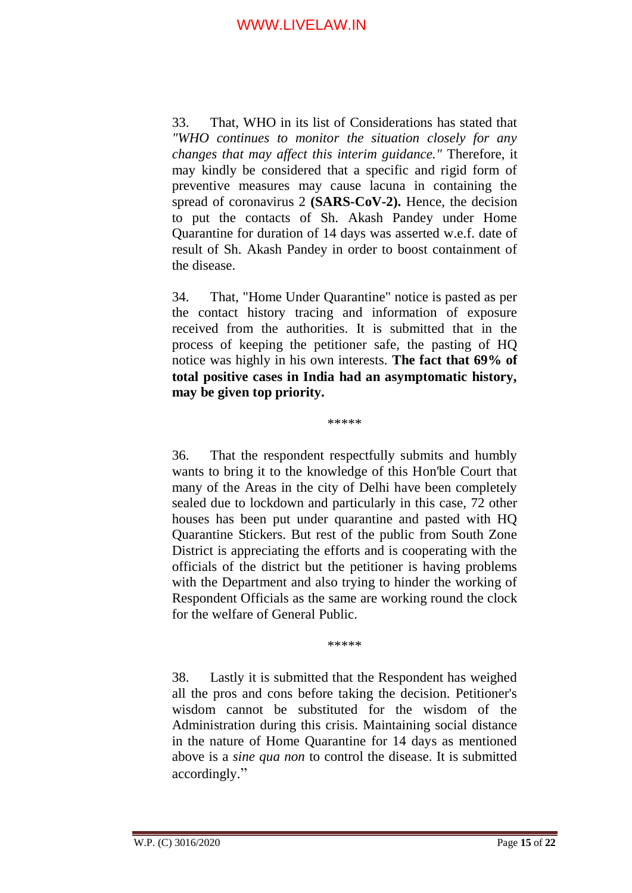33. That, WHO in its list of Considerations has stated that *"WHO continues to monitor the situation closely for any changes that may affect this interim guidance."* Therefore, it may kindly be considered that a specific and rigid form of preventive measures may cause lacuna in containing the spread of coronavirus 2 **(SARS-CoV-2).** Hence, the decision to put the contacts of Sh. Akash Pandey under Home Quarantine for duration of 14 days was asserted w.e.f. date of result of Sh. Akash Pandey in order to boost containment of the disease.

34. That, "Home Under Quarantine" notice is pasted as per the contact history tracing and information of exposure received from the authorities. It is submitted that in the process of keeping the petitioner safe, the pasting of HQ notice was highly in his own interests. **The fact that 69% of total positive cases in India had an asymptomatic history, may be given top priority.**

\*\*\*\*\*

36. That the respondent respectfully submits and humbly wants to bring it to the knowledge of this Hon'ble Court that many of the Areas in the city of Delhi have been completely sealed due to lockdown and particularly in this case, 72 other houses has been put under quarantine and pasted with HQ Quarantine Stickers. But rest of the public from South Zone District is appreciating the efforts and is cooperating with the officials of the district but the petitioner is having problems with the Department and also trying to hinder the working of Respondent Officials as the same are working round the clock for the welfare of General Public.

\*\*\*\*\*

38. Lastly it is submitted that the Respondent has weighed all the pros and cons before taking the decision. Petitioner's wisdom cannot be substituted for the wisdom of the Administration during this crisis. Maintaining social distance in the nature of Home Quarantine for 14 days as mentioned above is a *sine qua non* to control the disease. It is submitted accordingly."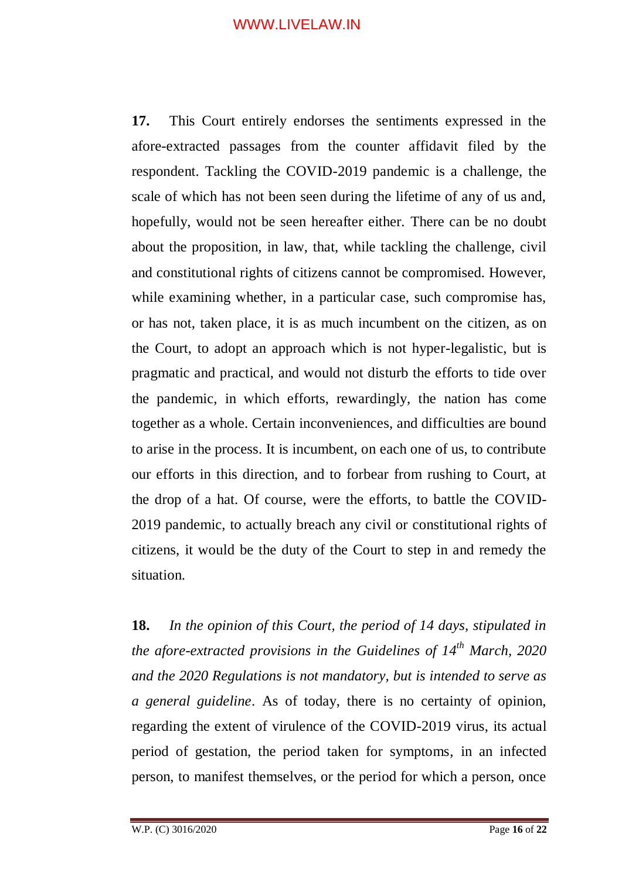**17.** This Court entirely endorses the sentiments expressed in the afore-extracted passages from the counter affidavit filed by the respondent. Tackling the COVID-2019 pandemic is a challenge, the scale of which has not been seen during the lifetime of any of us and, hopefully, would not be seen hereafter either. There can be no doubt about the proposition, in law, that, while tackling the challenge, civil and constitutional rights of citizens cannot be compromised. However, while examining whether, in a particular case, such compromise has, or has not, taken place, it is as much incumbent on the citizen, as on the Court, to adopt an approach which is not hyper-legalistic, but is pragmatic and practical, and would not disturb the efforts to tide over the pandemic, in which efforts, rewardingly, the nation has come together as a whole. Certain inconveniences, and difficulties are bound to arise in the process. It is incumbent, on each one of us, to contribute our efforts in this direction, and to forbear from rushing to Court, at the drop of a hat. Of course, were the efforts, to battle the COVID-2019 pandemic, to actually breach any civil or constitutional rights of citizens, it would be the duty of the Court to step in and remedy the situation.

**18.** *In the opinion of this Court, the period of 14 days, stipulated in the afore-extracted provisions in the Guidelines of 14th March, 2020 and the 2020 Regulations is not mandatory, but is intended to serve as a general guideline*. As of today, there is no certainty of opinion, regarding the extent of virulence of the COVID-2019 virus, its actual period of gestation, the period taken for symptoms, in an infected person, to manifest themselves, or the period for which a person, once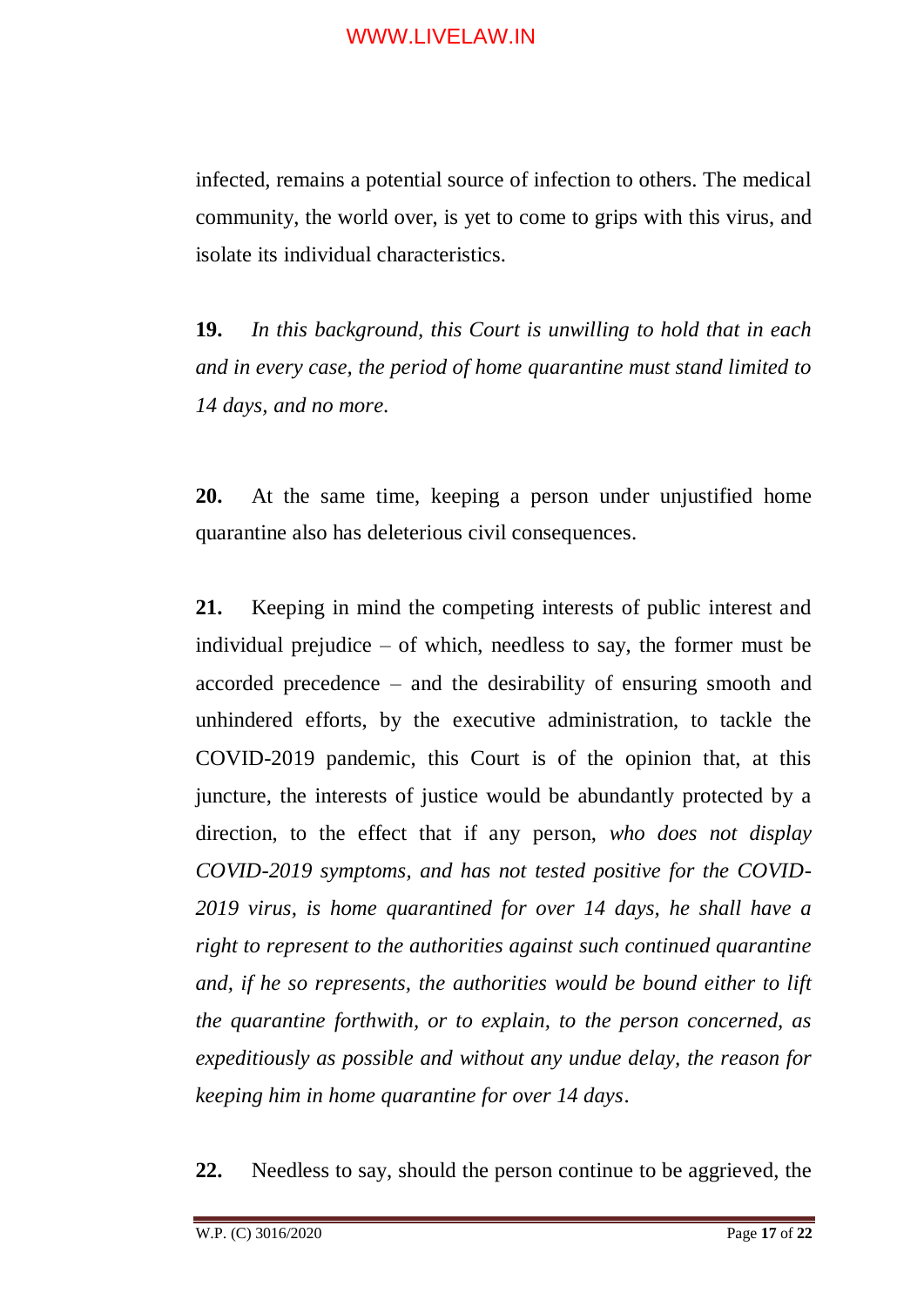infected, remains a potential source of infection to others. The medical community, the world over, is yet to come to grips with this virus, and isolate its individual characteristics.

**19.** *In this background, this Court is unwilling to hold that in each and in every case, the period of home quarantine must stand limited to 14 days, and no more.*

**20.** At the same time, keeping a person under unjustified home quarantine also has deleterious civil consequences.

**21.** Keeping in mind the competing interests of public interest and individual prejudice – of which, needless to say, the former must be accorded precedence – and the desirability of ensuring smooth and unhindered efforts, by the executive administration, to tackle the COVID-2019 pandemic, this Court is of the opinion that, at this juncture, the interests of justice would be abundantly protected by a direction, to the effect that if any person, *who does not display COVID-2019 symptoms, and has not tested positive for the COVID-2019 virus, is home quarantined for over 14 days, he shall have a right to represent to the authorities against such continued quarantine and, if he so represents, the authorities would be bound either to lift the quarantine forthwith, or to explain, to the person concerned, as expeditiously as possible and without any undue delay, the reason for keeping him in home quarantine for over 14 days*.

**22.** Needless to say, should the person continue to be aggrieved, the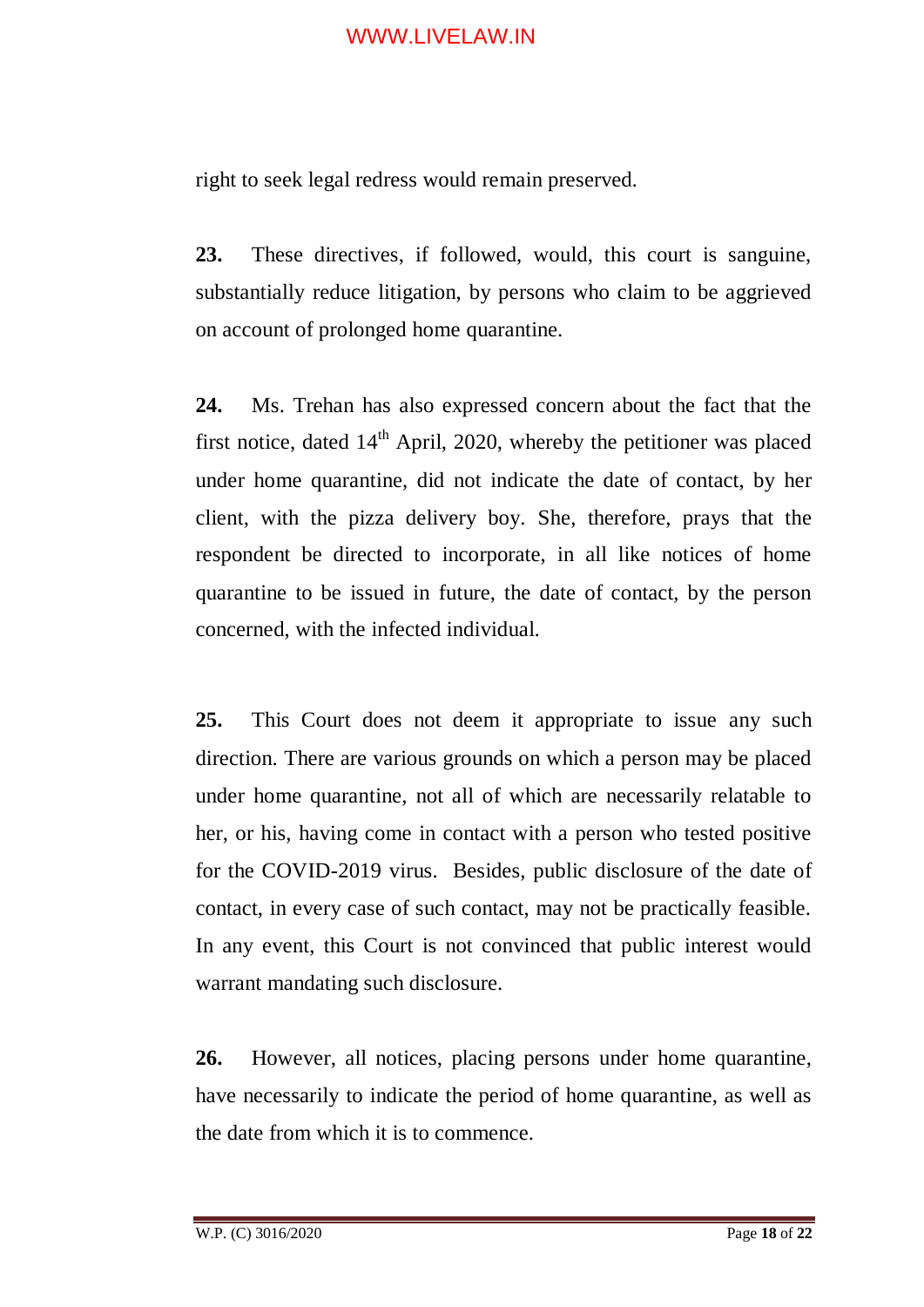right to seek legal redress would remain preserved.

**23.** These directives, if followed, would, this court is sanguine, substantially reduce litigation, by persons who claim to be aggrieved on account of prolonged home quarantine.

**24.** Ms. Trehan has also expressed concern about the fact that the first notice, dated 14th April, 2020, whereby the petitioner was placed under home quarantine, did not indicate the date of contact, by her client, with the pizza delivery boy. She, therefore, prays that the respondent be directed to incorporate, in all like notices of home quarantine to be issued in future, the date of contact, by the person concerned, with the infected individual.

**25.** This Court does not deem it appropriate to issue any such direction. There are various grounds on which a person may be placed under home quarantine, not all of which are necessarily relatable to her, or his, having come in contact with a person who tested positive for the COVID-2019 virus. Besides, public disclosure of the date of contact, in every case of such contact, may not be practically feasible. In any event, this Court is not convinced that public interest would warrant mandating such disclosure.

**26.** However, all notices, placing persons under home quarantine, have necessarily to indicate the period of home quarantine, as well as the date from which it is to commence.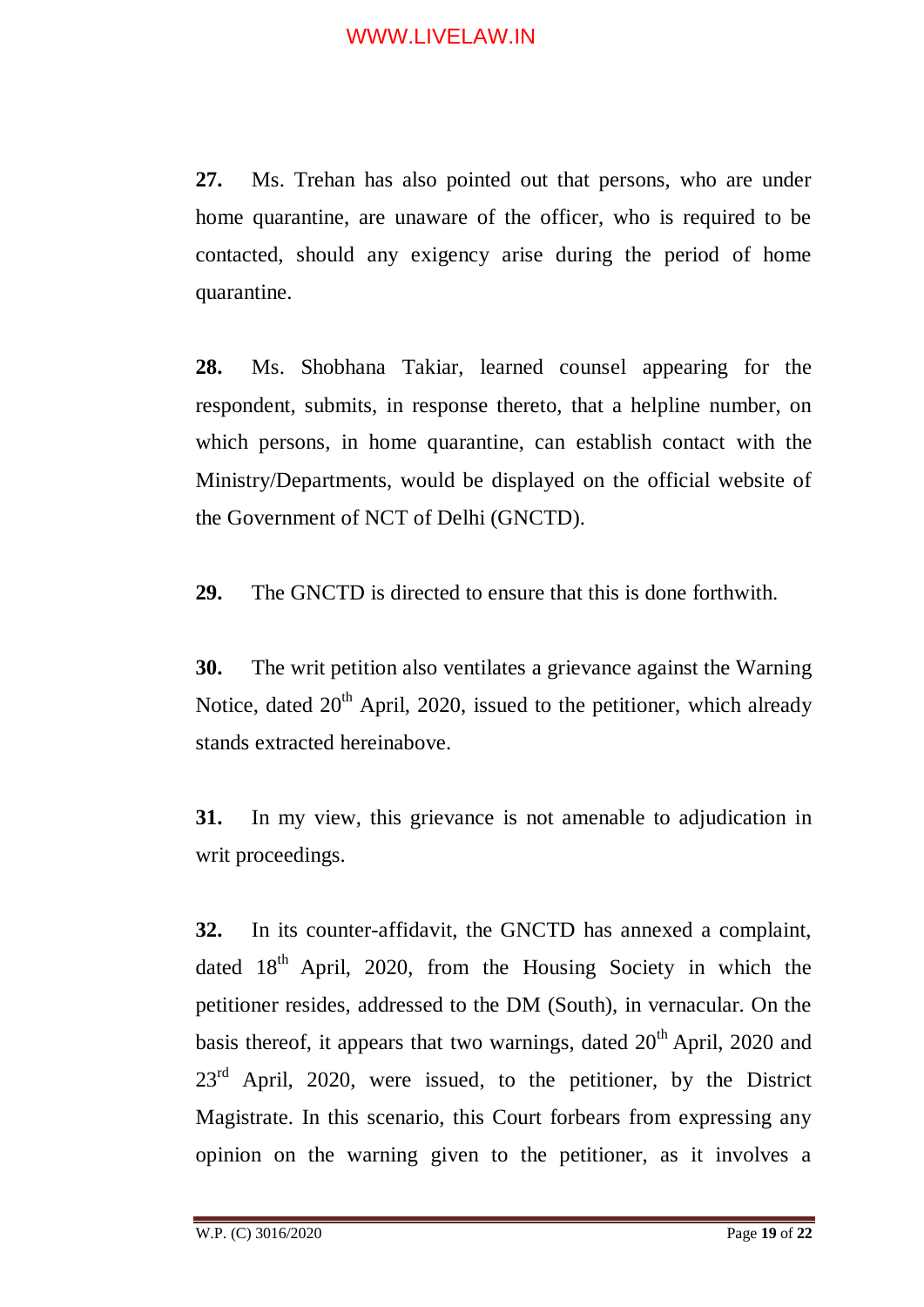**27.** Ms. Trehan has also pointed out that persons, who are under home quarantine, are unaware of the officer, who is required to be contacted, should any exigency arise during the period of home quarantine.

**28.** Ms. Shobhana Takiar, learned counsel appearing for the respondent, submits, in response thereto, that a helpline number, on which persons, in home quarantine, can establish contact with the Ministry/Departments, would be displayed on the official website of the Government of NCT of Delhi (GNCTD).

**29.** The GNCTD is directed to ensure that this is done forthwith.

**30.** The writ petition also ventilates a grievance against the Warning Notice, dated 20th April, 2020, issued to the petitioner, which already stands extracted hereinabove.

**31.** In my view, this grievance is not amenable to adjudication in writ proceedings.

**32.** In its counter-affidavit, the GNCTD has annexed a complaint, dated 18th April, 2020, from the Housing Society in which the petitioner resides, addressed to the DM (South), in vernacular. On the basis thereof, it appears that two warnings, dated 20th April, 2020 and 23rd April, 2020, were issued, to the petitioner, by the District Magistrate. In this scenario, this Court forbears from expressing any opinion on the warning given to the petitioner, as it involves a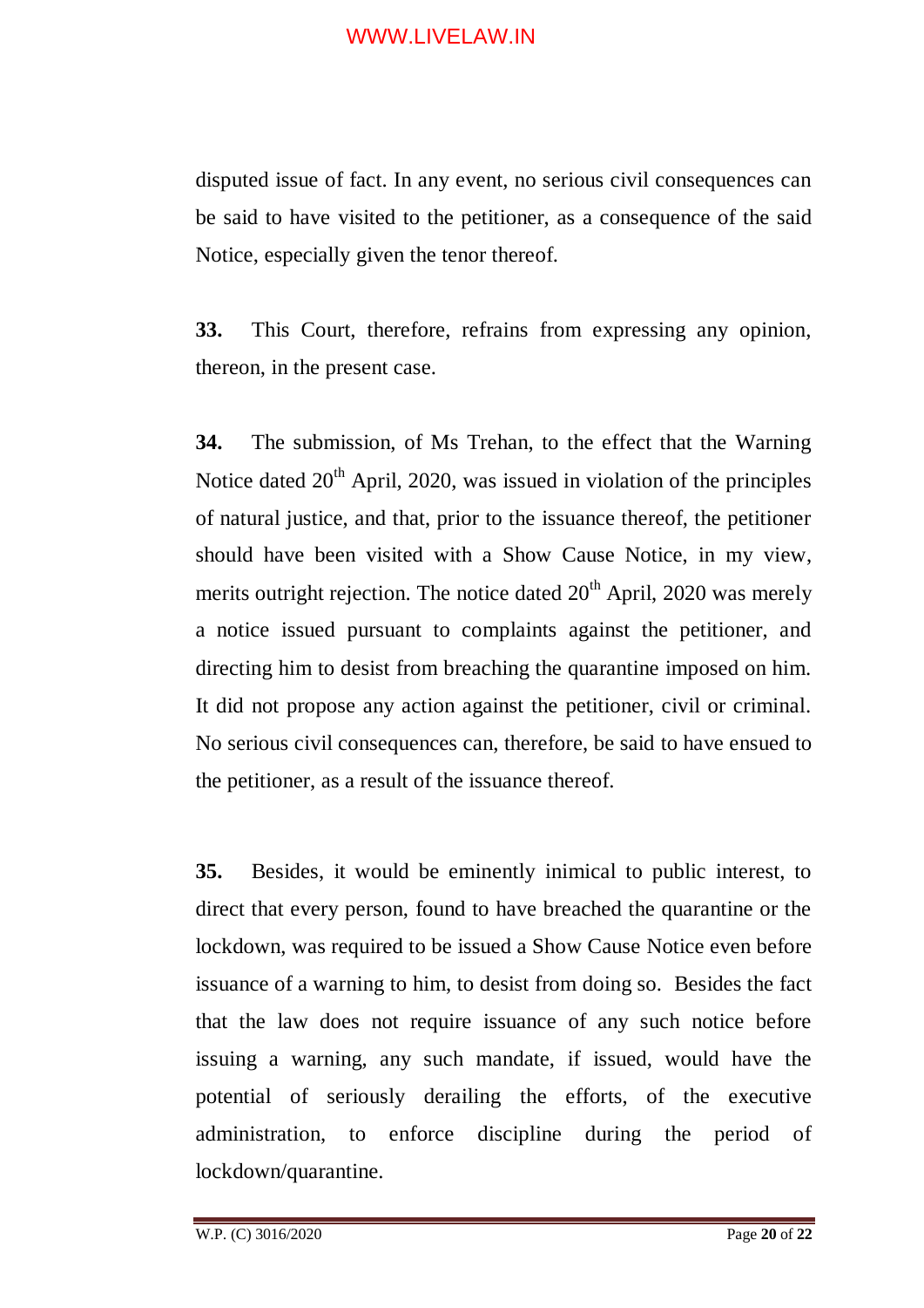disputed issue of fact. In any event, no serious civil consequences can be said to have visited to the petitioner, as a consequence of the said Notice, especially given the tenor thereof.

**33.** This Court, therefore, refrains from expressing any opinion, thereon, in the present case.

**34.** The submission, of Ms Trehan, to the effect that the Warning Notice dated 20th April, 2020, was issued in violation of the principles of natural justice, and that, prior to the issuance thereof, the petitioner should have been visited with a Show Cause Notice, in my view, merits outright rejection. The notice dated 20th April, 2020 was merely a notice issued pursuant to complaints against the petitioner, and directing him to desist from breaching the quarantine imposed on him. It did not propose any action against the petitioner, civil or criminal. No serious civil consequences can, therefore, be said to have ensued to the petitioner, as a result of the issuance thereof.

**35.** Besides, it would be eminently inimical to public interest, to direct that every person, found to have breached the quarantine or the lockdown, was required to be issued a Show Cause Notice even before issuance of a warning to him, to desist from doing so. Besides the fact that the law does not require issuance of any such notice before issuing a warning, any such mandate, if issued, would have the potential of seriously derailing the efforts, of the executive administration, to enforce discipline during the period of lockdown/quarantine.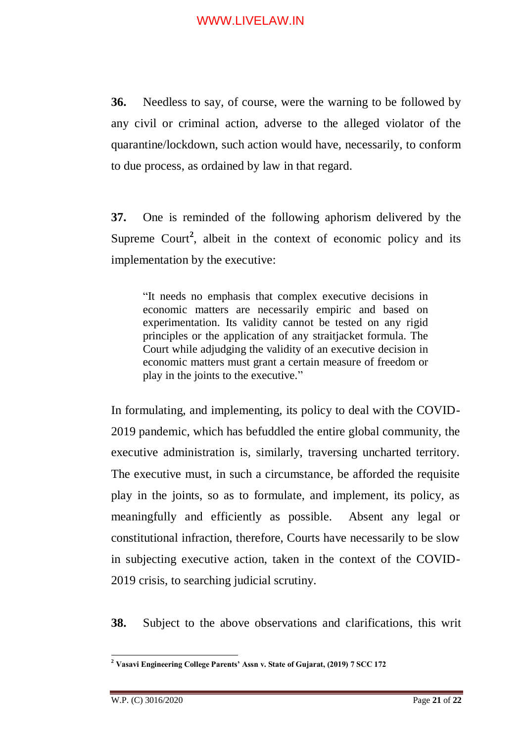**36.** Needless to say, of course, were the warning to be followed by any civil or criminal action, adverse to the alleged violator of the quarantine/lockdown, such action would have, necessarily, to conform to due process, as ordained by law in that regard.

**37.** One is reminded of the following aphorism delivered by the Supreme Court[2], albeit in the context of economic policy and its implementation by the executive:

> "It needs no emphasis that complex executive decisions in economic matters are necessarily empiric and based on experimentation. Its validity cannot be tested on any rigid principles or the application of any straitjacket formula. The Court while adjudging the validity of an executive decision in economic matters must grant a certain measure of freedom or play in the joints to the executive."

In formulating, and implementing, its policy to deal with the COVID-2019 pandemic, which has befuddled the entire global community, the executive administration is, similarly, traversing uncharted territory. The executive must, in such a circumstance, be afforded the requisite play in the joints, so as to formulate, and implement, its policy, as meaningfully and efficiently as possible. Absent any legal or constitutional infraction, therefore, Courts have necessarily to be slow in subjecting executive action, taken in the context of the COVID-2019 crisis, to searching judicial scrutiny.

**38.** Subject to the above observations and clarifications, this writ

---

[2] **Vasavi Engineering College Parents' Assn v. State of Gujarat, (2019) 7 SCC 172**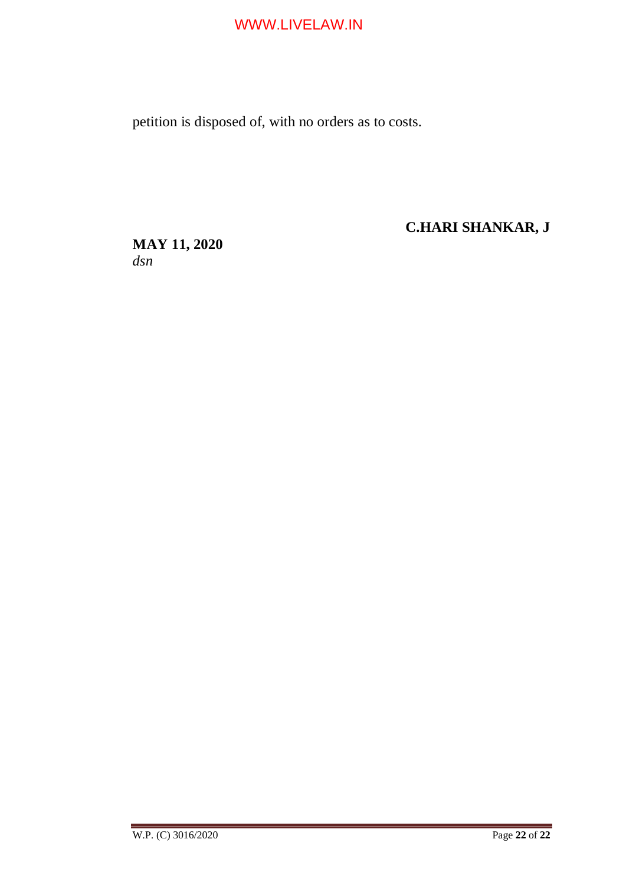petition is disposed of, with no orders as to costs.

**C.HARI SHANKAR, J**

**MAY 11, 2020**
*dsn*